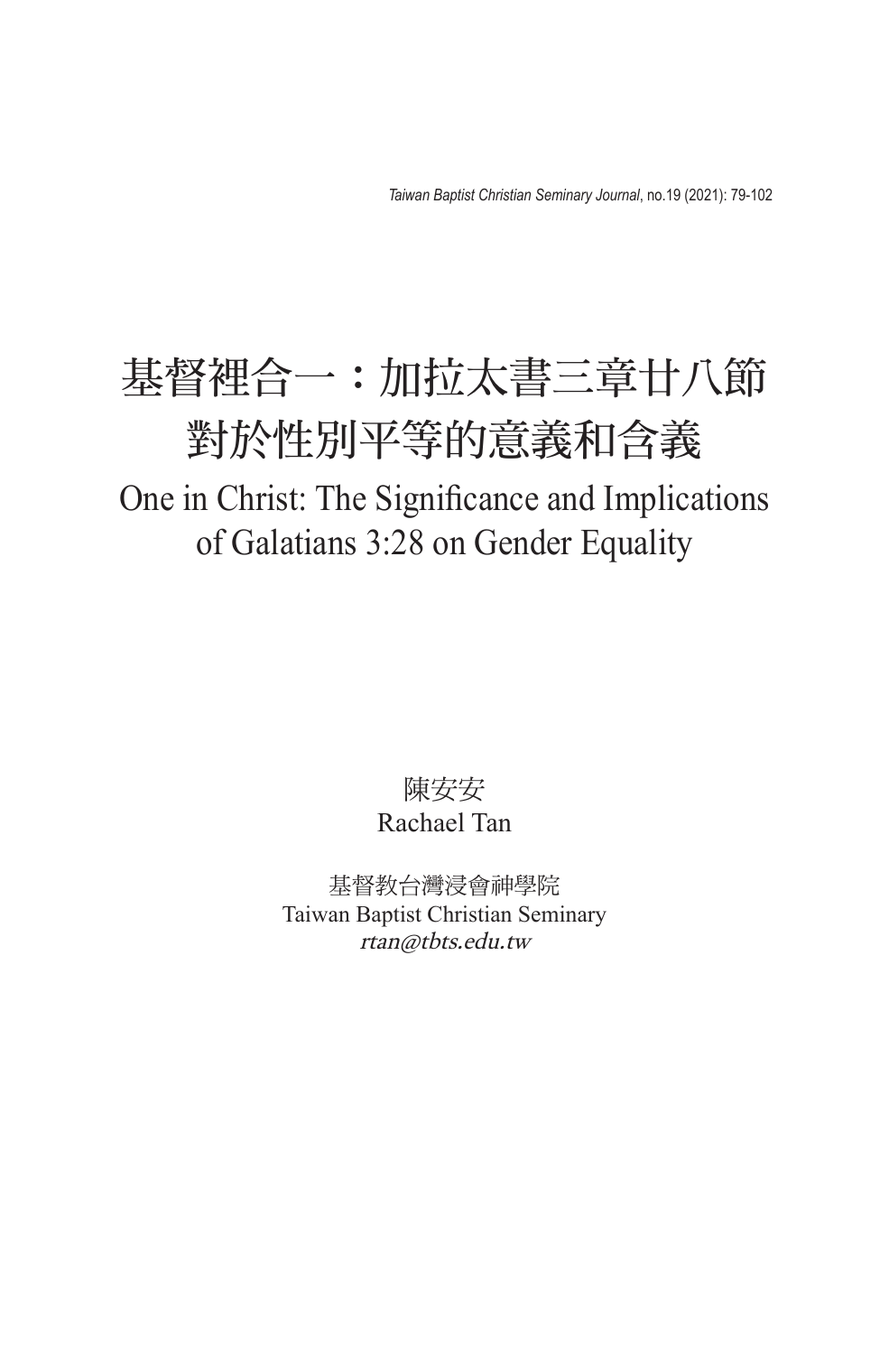# 基督裡合一：加拉太書三章廿八節對於性別平等的意義和含義

## One in Christ: The Significance and Implications of Galatians 3:28 on Gender Equality

陳安安
Rachael Tan

基督教台灣浸會神學院
Taiwan Baptist Christian Seminary
*rtan@tbts.edu.tw*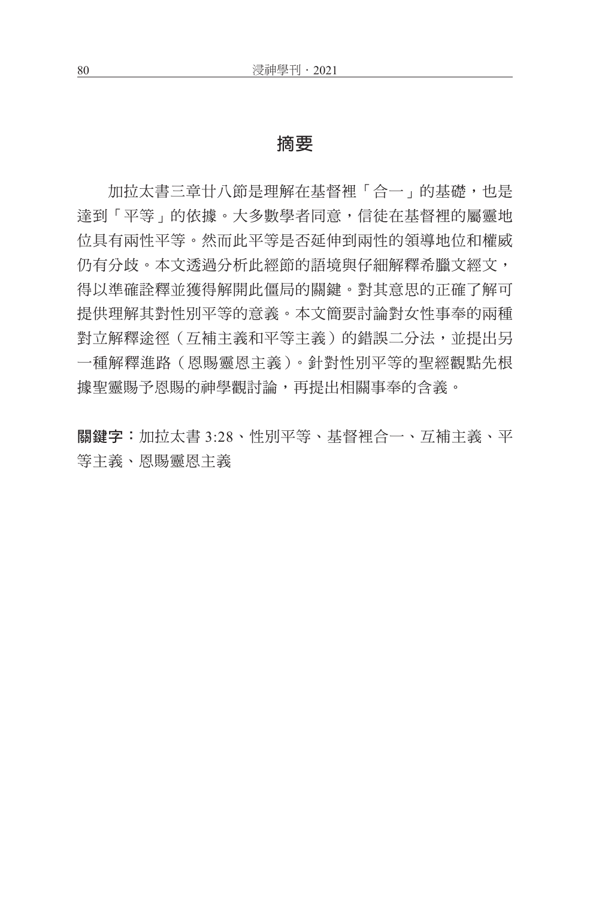## 摘要

加拉太書三章廿八節是理解在基督裡「合一」的基礎，也是達到「平等」的依據。大多數學者同意，信徒在基督裡的屬靈地位具有兩性平等。然而此平等是否延伸到兩性的領導地位和權威仍有分歧。本文透過分析此經節的語境與仔細解釋希臘文經文，得以準確詮釋並獲得解開此僵局的關鍵。對其意思的正確了解可提供理解其對性別平等的意義。本文簡要討論對女性事奉的兩種對立解釋途徑（互補主義和平等主義）的錯誤二分法，並提出另一種解釋進路（恩賜靈恩主義）。針對性別平等的聖經觀點先根據聖靈賜予恩賜的神學觀討論，再提出相關事奉的含義。

**關鍵字：**加拉太書 3:28、性別平等、基督裡合一、互補主義、平等主義、恩賜靈恩主義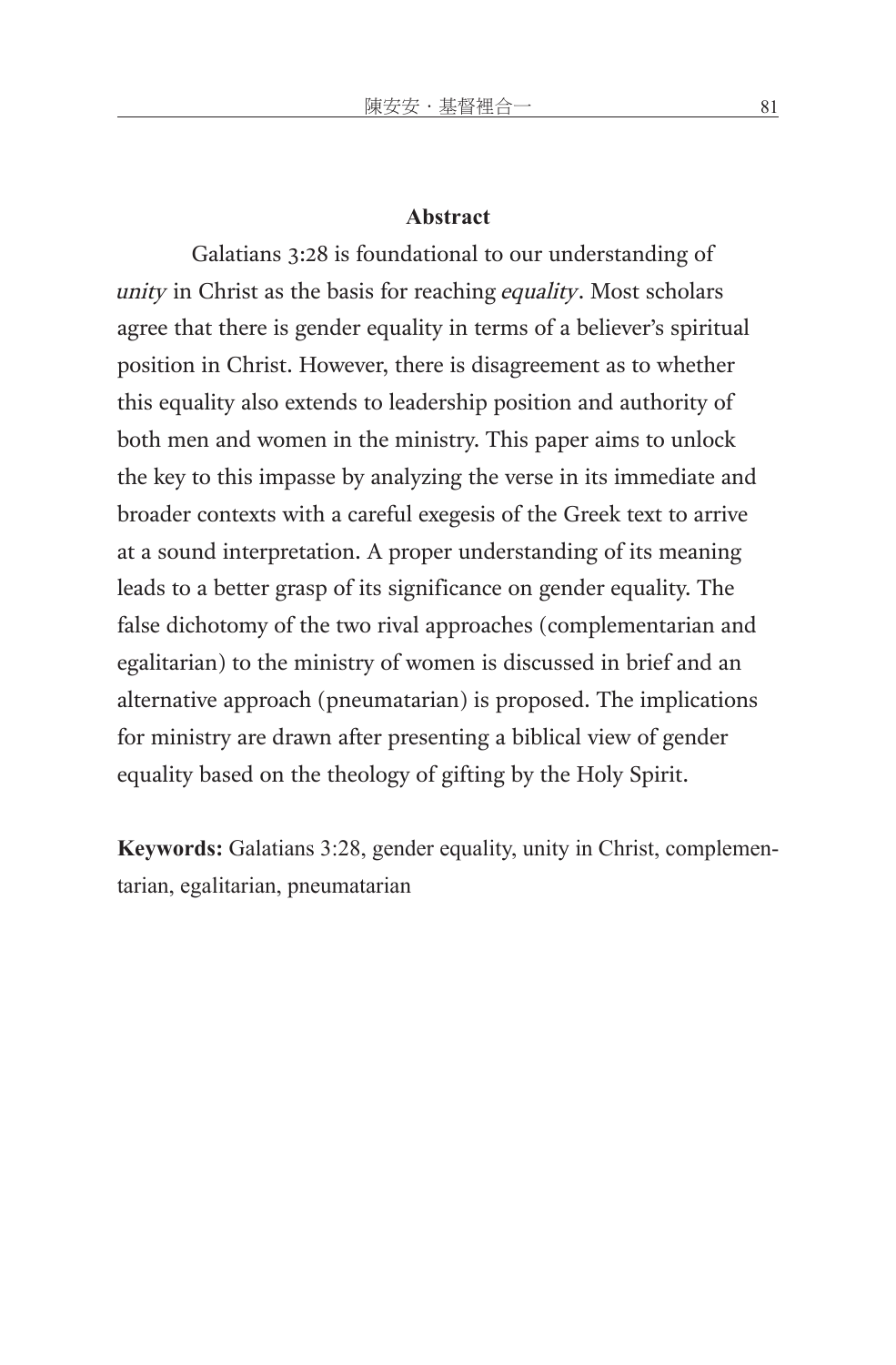## Abstract

Galatians 3:28 is foundational to our understanding of *unity* in Christ as the basis for reaching *equality*. Most scholars agree that there is gender equality in terms of a believer's spiritual position in Christ. However, there is disagreement as to whether this equality also extends to leadership position and authority of both men and women in the ministry. This paper aims to unlock the key to this impasse by analyzing the verse in its immediate and broader contexts with a careful exegesis of the Greek text to arrive at a sound interpretation. A proper understanding of its meaning leads to a better grasp of its significance on gender equality. The false dichotomy of the two rival approaches (complementarian and egalitarian) to the ministry of women is discussed in brief and an alternative approach (pneumatarian) is proposed. The implications for ministry are drawn after presenting a biblical view of gender equality based on the theology of gifting by the Holy Spirit.

**Keywords:** Galatians 3:28, gender equality, unity in Christ, complementarian, egalitarian, pneumatarian